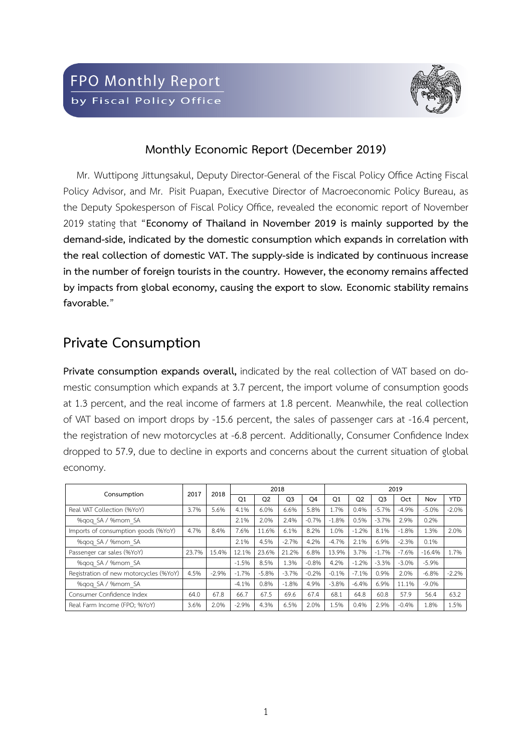FPO Monthly Report
by Fiscal Policy Office

## Monthly Economic Report (December 2019)

Mr. Wuttipong Jittungsakul, Deputy Director-General of the Fiscal Policy Office Acting Fiscal Policy Advisor, and Mr. Pisit Puapan, Executive Director of Macroeconomic Policy Bureau, as the Deputy Spokesperson of Fiscal Policy Office, revealed the economic report of November 2019 stating that "**Economy of Thailand in November 2019 is mainly supported by the demand-side, indicated by the domestic consumption which expands in correlation with the real collection of domestic VAT. The supply-side is indicated by continuous increase in the number of foreign tourists in the country. However, the economy remains affected by impacts from global economy, causing the export to slow. Economic stability remains favorable.**"

## Private Consumption

**Private consumption expands overall,** indicated by the real collection of VAT based on domestic consumption which expands at 3.7 percent, the import volume of consumption goods at 1.3 percent, and the real income of farmers at 1.8 percent. Meanwhile, the real collection of VAT based on import drops by -15.6 percent, the sales of passenger cars at -16.4 percent, the registration of new motorcycles at -6.8 percent. Additionally, Consumer Confidence Index dropped to 57.9, due to decline in exports and concerns about the current situation of global economy.

| Consumption | 2017 | 2018 | 2018 | | | | 2019 | | | | | |
|---|---|---|---|---|---|---|---|---|---|---|---|---|
| | | | Q1 | Q2 | Q3 | Q4 | Q1 | Q2 | Q3 | Oct | Nov | YTD |
| Real VAT Collection (%YoY) | 3.7% | 5.6% | 4.1% | 6.0% | 6.6% | 5.8% | 1.7% | 0.4% | -5.7% | -4.9% | -5.0% | -2.0% |
| %qoq_SA / %mom_SA | | | 2.1% | 2.0% | 2.4% | -0.7% | -1.8% | 0.5% | -3.7% | 2.9% | 0.2% | |
| Imports of consumption goods (%YoY) | 4.7% | 8.4% | 7.6% | 11.6% | 6.1% | 8.2% | 1.0% | -1.2% | 8.1% | -1.8% | 1.3% | 2.0% |
| %qoq_SA / %mom_SA | | | 2.1% | 4.5% | -2.7% | 4.2% | -4.7% | 2.1% | 6.9% | -2.3% | 0.1% | |
| Passenger car sales (%YoY) | 23.7% | 15.4% | 12.1% | 23.6% | 21.2% | 6.8% | 13.9% | 3.7% | -1.7% | -7.6% | -16.4% | 1.7% |
| %qoq_SA / %mom_SA | | | -1.5% | 8.5% | 1.3% | -0.8% | 4.2% | -1.2% | -3.3% | -3.0% | -5.9% | |
| Registration of new motorcycles (%YoY) | 4.5% | -2.9% | -1.7% | -5.8% | -3.7% | -0.2% | -0.1% | -7.1% | 0.9% | 2.0% | -6.8% | -2.2% |
| %qoq_SA / %mom_SA | | | -4.1% | 0.8% | -1.8% | 4.9% | -3.8% | -6.4% | 6.9% | 11.1% | -9.0% | |
| Consumer Confidence Index | 64.0 | 67.8 | 66.7 | 67.5 | 69.6 | 67.4 | 68.1 | 64.8 | 60.8 | 57.9 | 56.4 | 63.2 |
| Real Farm Income (FPO; %YoY) | 3.6% | 2.0% | -2.9% | 4.3% | 6.5% | 2.0% | 1.5% | 0.4% | 2.9% | -0.4% | 1.8% | 1.5% |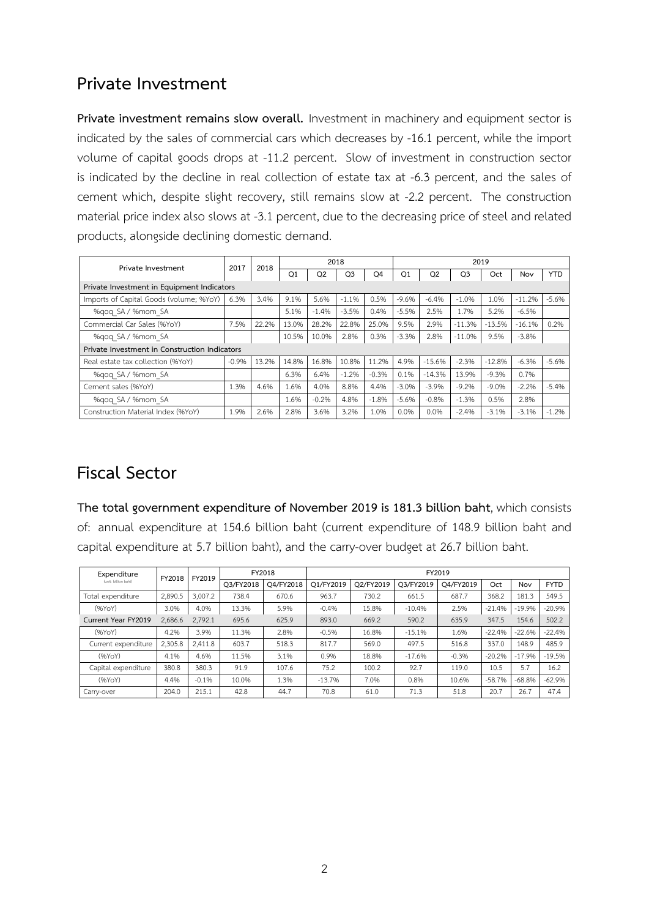## Private Investment

**Private investment remains slow overall.** Investment in machinery and equipment sector is indicated by the sales of commercial cars which decreases by -16.1 percent, while the import volume of capital goods drops at -11.2 percent. Slow of investment in construction sector is indicated by the decline in real collection of estate tax at -6.3 percent, and the sales of cement which, despite slight recovery, still remains slow at -2.2 percent. The construction material price index also slows at -3.1 percent, due to the decreasing price of steel and related products, alongside declining domestic demand.

| Private Investment | 2017 | 2018 | 2018 | | | | 2019 | | | | | |
|---|---|---|---|---|---|---|---|---|---|---|---|---|
| | | | Q1 | Q2 | Q3 | Q4 | Q1 | Q2 | Q3 | Oct | Nov | YTD |
| **Private Investment in Equipment Indicators** | | | | | | | | | | | | |
| Imports of Capital Goods (volume; %YoY) | 6.3% | 3.4% | 9.1% | 5.6% | -1.1% | 0.5% | -9.6% | -6.4% | -1.0% | 1.0% | -11.2% | -5.6% |
| %qoq_SA / %mom_SA | | | 5.1% | -1.4% | -3.5% | 0.4% | -5.5% | 2.5% | 1.7% | 5.2% | -6.5% | |
| Commercial Car Sales (%YoY) | 7.5% | 22.2% | 13.0% | 28.2% | 22.8% | 25.0% | 9.5% | 2.9% | -11.3% | -13.5% | -16.1% | 0.2% |
| %qoq_SA / %mom_SA | | | 10.5% | 10.0% | 2.8% | 0.3% | -3.3% | 2.8% | -11.0% | 9.5% | -3.8% | |
| **Private Investment in Construction Indicators** | | | | | | | | | | | | |
| Real estate tax collection (%YoY) | -0.9% | 13.2% | 14.8% | 16.8% | 10.8% | 11.2% | 4.9% | -15.6% | -2.3% | -12.8% | -6.3% | -5.6% |
| %qoq_SA / %mom_SA | | | 6.3% | 6.4% | -1.2% | -0.3% | 0.1% | -14.3% | 13.9% | -9.3% | 0.7% | |
| Cement sales (%YoY) | 1.3% | 4.6% | 1.6% | 4.0% | 8.8% | 4.4% | -3.0% | -3.9% | -9.2% | -9.0% | -2.2% | -5.4% |
| %qoq_SA / %mom_SA | | | 1.6% | -0.2% | 4.8% | -1.8% | -5.6% | -0.8% | -1.3% | 0.5% | 2.8% | |
| Construction Material Index (%YoY) | 1.9% | 2.6% | 2.8% | 3.6% | 3.2% | 1.0% | 0.0% | 0.0% | -2.4% | -3.1% | -3.1% | -1.2% |

## Fiscal Sector

**The total government expenditure of November 2019 is 181.3 billion baht**, which consists of: annual expenditure at 154.6 billion baht (current expenditure of 148.9 billion baht and capital expenditure at 5.7 billion baht), and the carry-over budget at 26.7 billion baht.

| Expenditure (unit: billion baht) | FY2018 | FY2019 | FY2018 | | FY2019 | | | | | | |
|---|---|---|---|---|---|---|---|---|---|---|---|
| | | | Q3/FY2018 | Q4/FY2018 | Q1/FY2019 | Q2/FY2019 | Q3/FY2019 | Q4/FY2019 | Oct | Nov | FYTD |
| Total expenditure | 2,890.5 | 3,007.2 | 738.4 | 670.6 | 963.7 | 730.2 | 661.5 | 687.7 | 368.2 | 181.3 | 549.5 |
| (%YoY) | 3.0% | 4.0% | 13.3% | 5.9% | -0.4% | 15.8% | -10.4% | 2.5% | -21.4% | -19.9% | -20.9% |
| **Current Year FY2019** | 2,686.6 | 2,792.1 | 695.6 | 625.9 | 893.0 | 669.2 | 590.2 | 635.9 | 347.5 | 154.6 | 502.2 |
| (%YoY) | 4.2% | 3.9% | 11.3% | 2.8% | -0.5% | 16.8% | -15.1% | 1.6% | -22.4% | -22.6% | -22.4% |
| Current expenditure | 2,305.8 | 2,411.8 | 603.7 | 518.3 | 817.7 | 569.0 | 497.5 | 516.8 | 337.0 | 148.9 | 485.9 |
| (%YoY) | 4.1% | 4.6% | 11.5% | 3.1% | 0.9% | 18.8% | -17.6% | -0.3% | -20.2% | -17.9% | -19.5% |
| Capital expenditure | 380.8 | 380.3 | 91.9 | 107.6 | 75.2 | 100.2 | 92.7 | 119.0 | 10.5 | 5.7 | 16.2 |
| (%YoY) | 4.4% | -0.1% | 10.0% | 1.3% | -13.7% | 7.0% | 0.8% | 10.6% | -58.7% | -68.8% | -62.9% |
| Carry-over | 204.0 | 215.1 | 42.8 | 44.7 | 70.8 | 61.0 | 71.3 | 51.8 | 20.7 | 26.7 | 47.4 |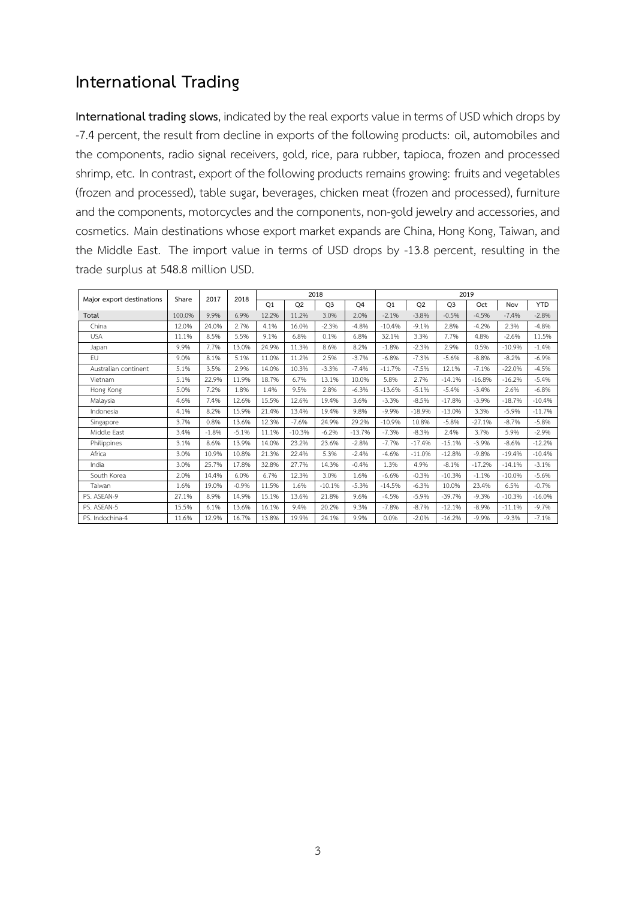## International Trading

**International trading slows**, indicated by the real exports value in terms of USD which drops by -7.4 percent, the result from decline in exports of the following products: oil, automobiles and the components, radio signal receivers, gold, rice, para rubber, tapioca, frozen and processed shrimp, etc. In contrast, export of the following products remains growing: fruits and vegetables (frozen and processed), table sugar, beverages, chicken meat (frozen and processed), furniture and the components, motorcycles and the components, non-gold jewelry and accessories, and cosmetics. Main destinations whose export market expands are China, Hong Kong, Taiwan, and the Middle East. The import value in terms of USD drops by -13.8 percent, resulting in the trade surplus at 548.8 million USD.

| Major export destinations | Share | 2017 | 2018 | 2018 | | | | 2019 | | | | | |
|---|---|---|---|---|---|---|---|---|---|---|---|---|---|
| | | | | Q1 | Q2 | Q3 | Q4 | Q1 | Q2 | Q3 | Oct | Nov | YTD |
| Total | 100.0% | 9.9% | 6.9% | 12.2% | 11.2% | 3.0% | 2.0% | -2.1% | -3.8% | -0.5% | -4.5% | -7.4% | -2.8% |
| China | 12.0% | 24.0% | 2.7% | 4.1% | 16.0% | -2.3% | -4.8% | -10.4% | -9.1% | 2.8% | -4.2% | 2.3% | -4.8% |
| USA | 11.1% | 8.5% | 5.5% | 9.1% | 6.8% | 0.1% | 6.8% | 32.1% | 3.3% | 7.7% | 4.8% | -2.6% | 11.5% |
| Japan | 9.9% | 7.7% | 13.0% | 24.9% | 11.3% | 8.6% | 8.2% | -1.8% | -2.3% | 2.9% | 0.5% | -10.9% | -1.4% |
| EU | 9.0% | 8.1% | 5.1% | 11.0% | 11.2% | 2.5% | -3.7% | -6.8% | -7.3% | -5.6% | -8.8% | -8.2% | -6.9% |
| Australian continent | 5.1% | 3.5% | 2.9% | 14.0% | 10.3% | -3.3% | -7.4% | -11.7% | -7.5% | 12.1% | -7.1% | -22.0% | -4.5% |
| Vietnam | 5.1% | 22.9% | 11.9% | 18.7% | 6.7% | 13.1% | 10.0% | 5.8% | 2.7% | -14.1% | -16.8% | -16.2% | -5.4% |
| Hong Kong | 5.0% | 7.2% | 1.8% | 1.4% | 9.5% | 2.8% | -6.3% | -13.6% | -5.1% | -5.4% | -3.4% | 2.6% | -6.8% |
| Malaysia | 4.6% | 7.4% | 12.6% | 15.5% | 12.6% | 19.4% | 3.6% | -3.3% | -8.5% | -17.8% | -3.9% | -18.7% | -10.4% |
| Indonesia | 4.1% | 8.2% | 15.9% | 21.4% | 13.4% | 19.4% | 9.8% | -9.9% | -18.9% | -13.0% | 3.3% | -5.9% | -11.7% |
| Singapore | 3.7% | 0.8% | 13.6% | 12.3% | -7.6% | 24.9% | 29.2% | -10.9% | 10.8% | -5.8% | -27.1% | -8.7% | -5.8% |
| Middle East | 3.4% | -1.8% | -5.1% | 11.1% | -10.3% | -6.2% | -13.7% | -7.3% | -8.3% | 2.4% | 3.7% | 5.9% | -2.9% |
| Philippines | 3.1% | 8.6% | 13.9% | 14.0% | 23.2% | 23.6% | -2.8% | -7.7% | -17.4% | -15.1% | -3.9% | -8.6% | -12.2% |
| Africa | 3.0% | 10.9% | 10.8% | 21.3% | 22.4% | 5.3% | -2.4% | -4.6% | -11.0% | -12.8% | -9.8% | -19.4% | -10.4% |
| India | 3.0% | 25.7% | 17.8% | 32.8% | 27.7% | 14.3% | -0.4% | 1.3% | 4.9% | -8.1% | -17.2% | -14.1% | -3.1% |
| South Korea | 2.0% | 14.4% | 6.0% | 6.7% | 12.3% | 3.0% | 1.6% | -6.6% | -0.3% | -10.3% | -1.1% | -10.0% | -5.6% |
| Taiwan | 1.6% | 19.0% | -0.9% | 11.5% | 1.6% | -10.1% | -5.3% | -14.5% | -6.3% | 10.0% | 23.4% | 6.5% | -0.7% |
| PS. ASEAN-9 | 27.1% | 8.9% | 14.9% | 15.1% | 13.6% | 21.8% | 9.6% | -4.5% | -5.9% | -39.7% | -9.3% | -10.3% | -16.0% |
| PS. ASEAN-5 | 15.5% | 6.1% | 13.6% | 16.1% | 9.4% | 20.2% | 9.3% | -7.8% | -8.7% | -12.1% | -8.9% | -11.1% | -9.7% |
| PS. Indochina-4 | 11.6% | 12.9% | 16.7% | 13.8% | 19.9% | 24.1% | 9.9% | 0.0% | -2.0% | -16.2% | -9.9% | -9.3% | -7.1% |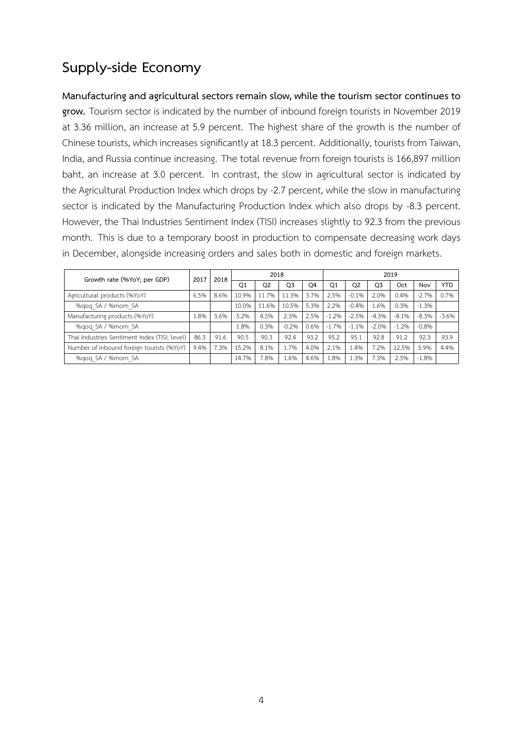## Supply-side Economy

**Manufacturing and agricultural sectors remain slow, while the tourism sector continues to grow.** Tourism sector is indicated by the number of inbound foreign tourists in November 2019 at 3.36 million, an increase at 5.9 percent. The highest share of the growth is the number of Chinese tourists, which increases significantly at 18.3 percent. Additionally, tourists from Taiwan, India, and Russia continue increasing. The total revenue from foreign tourists is 166,897 million baht, an increase at 3.0 percent. In contrast, the slow in agricultural sector is indicated by the Agricultural Production Index which drops by -2.7 percent, while the slow in manufacturing sector is indicated by the Manufacturing Production Index which also drops by -8.3 percent. However, the Thai Industries Sentiment Index (TISI) increases slightly to 92.3 from the previous month. This is due to a temporary boost in production to compensate decreasing work days in December, alongside increasing orders and sales both in domestic and foreign markets.

| Growth rate (%YoY; per GDP) | 2017 | 2018 | 2018 | | | | 2019 | | | | | |
|---|---|---|---|---|---|---|---|---|---|---|---|---|
| | | | Q1 | Q2 | Q3 | Q4 | Q1 | Q2 | Q3 | Oct | Nov | YTD |
| Agricultural products (%YoY) | 6.5% | 8.6% | 10.9% | 11.7% | 11.3% | 3.7% | 2.5% | -0.1% | 2.0% | 0.4% | -2.7% | 0.7% |
| %qoq_SA / %mom_SA | | | 10.0% | 11.6% | 10.5% | 5.3% | 2.2% | -0.4% | 1.6% | 0.3% | -1.3% | |
| Manufacturing products (%YoY) | 1.8% | 3.6% | 5.2% | 4.5% | 2.3% | 2.5% | -1.2% | -2.5% | -4.3% | -8.1% | -8.3% | -3.6% |
| %qoq_SA / %mom_SA | | | 1.8% | 0.3% | -0.2% | 0.6% | -1.7% | -1.1% | -2.0% | -1.2% | -0.8% | |
| Thai Industries Sentiment Index (TISI; level) | 86.3 | 91.6 | 90.5 | 90.3 | 92.4 | 93.2 | 95.2 | 95.1 | 92.8 | 91.2 | 92.3 | 93.9 |
| Number of inbound foreign tourists (%YoY) | 9.4% | 7.3% | 15.2% | 8.1% | 1.7% | 4.0% | 2.1% | 1.4% | 7.2% | 12.5% | 5.9% | 4.4% |
| %qoq_SA / %mom_SA | | | 14.7% | 7.8% | 1.6% | 4.6% | 1.8% | 1.3% | 7.3% | 2.5% | -1.8% | |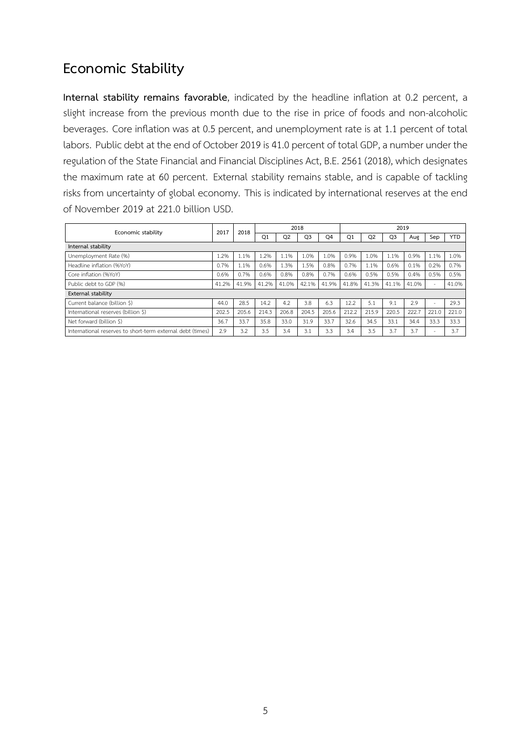## Economic Stability

**Internal stability remains favorable**, indicated by the headline inflation at 0.2 percent, a slight increase from the previous month due to the rise in price of foods and non-alcoholic beverages. Core inflation was at 0.5 percent, and unemployment rate is at 1.1 percent of total labors. Public debt at the end of October 2019 is 41.0 percent of total GDP, a number under the regulation of the State Financial and Financial Disciplines Act, B.E. 2561 (2018), which designates the maximum rate at 60 percent. External stability remains stable, and is capable of tackling risks from uncertainty of global economy. This is indicated by international reserves at the end of November 2019 at 221.0 billion USD.

| Economic stability | 2017 | 2018 | 2018 | | | | 2019 | | | | | |
|---|---|---|---|---|---|---|---|---|---|---|---|---|
| | | | Q1 | Q2 | Q3 | Q4 | Q1 | Q2 | Q3 | Aug | Sep | YTD |
| **Internal stability** | | | | | | | | | | | | |
| Unemployment Rate (%) | 1.2% | 1.1% | 1.2% | 1.1% | 1.0% | 1.0% | 0.9% | 1.0% | 1.1% | 0.9% | 1.1% | 1.0% |
| Headline inflation (%YoY) | 0.7% | 1.1% | 0.6% | 1.3% | 1.5% | 0.8% | 0.7% | 1.1% | 0.6% | 0.1% | 0.2% | 0.7% |
| Core inflation (%YoY) | 0.6% | 0.7% | 0.6% | 0.8% | 0.8% | 0.7% | 0.6% | 0.5% | 0.5% | 0.4% | 0.5% | 0.5% |
| Public debt to GDP (%) | 41.2% | 41.9% | 41.2% | 41.0% | 42.1% | 41.9% | 41.8% | 41.3% | 41.1% | 41.0% | - | 41.0% |
| **External stability** | | | | | | | | | | | | |
| Current balance (billion $) | 44.0 | 28.5 | 14.2 | 4.2 | 3.8 | 6.3 | 12.2 | 5.1 | 9.1 | 2.9 | - | 29.3 |
| International reserves (billion $) | 202.5 | 205.6 | 214.3 | 206.8 | 204.5 | 205.6 | 212.2 | 215.9 | 220.5 | 222.7 | 221.0 | 221.0 |
| Net forward (billion $) | 36.7 | 33.7 | 35.8 | 33.0 | 31.9 | 33.7 | 32.6 | 34.5 | 33.1 | 34.4 | 33.3 | 33.3 |
| International reserves to short-term external debt (times) | 2.9 | 3.2 | 3.5 | 3.4 | 3.1 | 3.3 | 3.4 | 3.5 | 3.7 | 3.7 | - | 3.7 |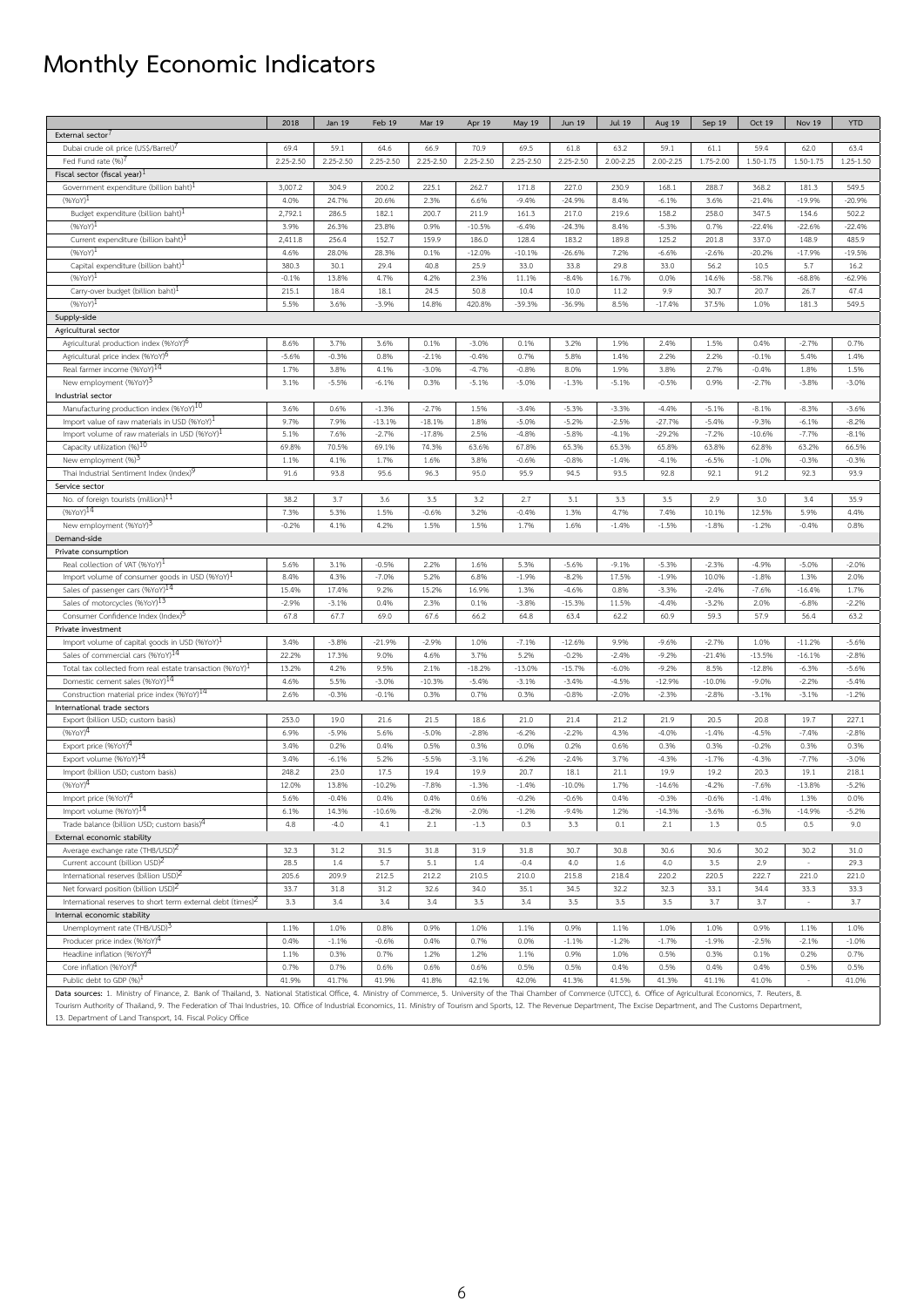# Monthly Economic Indicators

| | 2018 | Jan 19 | Feb 19 | Mar 19 | Apr 19 | May 19 | Jun 19 | Jul 19 | Aug 19 | Sep 19 | Oct 19 | Nov 19 | YTD |
|---|---|---|---|---|---|---|---|---|---|---|---|---|---|
| **External sector**[7] | | | | | | | | | | | | | |
| Dubai crude oil price (US$/Barrel)[7] | 69.4 | 59.1 | 64.6 | 66.9 | 70.9 | 69.5 | 61.8 | 63.2 | 59.1 | 61.1 | 59.4 | 62.0 | 63.4 |
| Fed Fund rate (%)[7] | 2.25-2.50 | 2.25-2.50 | 2.25-2.50 | 2.25-2.50 | 2.25-2.50 | 2.25-2.50 | 2.25-2.50 | 2.00-2.25 | 2.00-2.25 | 1.75-2.00 | 1.50-1.75 | 1.50-1.75 | 1.25-1.50 |
| **Fiscal sector (fiscal year)**[1] | | | | | | | | | | | | | |
| Government expenditure (billion baht)[1] | 3,007.2 | 304.9 | 200.2 | 225.1 | 262.7 | 171.8 | 227.0 | 230.9 | 168.1 | 288.7 | 368.2 | 181.3 | 549.5 |
| (%YoY)[1] | 4.0% | 24.7% | 20.6% | 2.3% | 6.6% | -9.4% | -24.9% | 8.4% | -6.1% | 3.6% | -21.4% | -19.9% | -20.9% |
| Budget expenditure (billion baht)[1] | 2,792.1 | 286.5 | 182.1 | 200.7 | 211.9 | 161.3 | 217.0 | 219.6 | 158.2 | 258.0 | 347.5 | 154.6 | 502.2 |
| (%YoY)[1] | 3.9% | 26.3% | 23.8% | 0.9% | -10.5% | -6.4% | -24.3% | 8.4% | -5.3% | 0.7% | -22.4% | -22.6% | -22.4% |
| Current expenditure (billion baht)[1] | 2,411.8 | 256.4 | 152.7 | 159.9 | 186.0 | 128.4 | 183.2 | 189.8 | 125.2 | 201.8 | 337.0 | 148.9 | 485.9 |
| (%YoY)[1] | 4.6% | 28.0% | 28.3% | 0.1% | -12.0% | -10.1% | -26.6% | 7.2% | -6.6% | -2.6% | -20.2% | -17.9% | -19.5% |
| Capital expenditure (billion baht)[1] | 380.3 | 30.1 | 29.4 | 40.8 | 25.9 | 33.0 | 33.8 | 29.8 | 33.0 | 56.2 | 10.5 | 5.7 | 16.2 |
| (%YoY)[1] | -0.1% | 13.8% | 4.7% | 4.2% | 2.3% | 11.1% | -8.4% | 16.7% | 0.0% | 14.6% | -58.7% | -68.8% | -62.9% |
| Carry-over budget (billion baht)[1] | 215.1 | 18.4 | 18.1 | 24.5 | 50.8 | 10.4 | 10.0 | 11.2 | 9.9 | 30.7 | 20.7 | 26.7 | 47.4 |
| (%YoY)[1] | 5.5% | 3.6% | -3.9% | 14.8% | 420.8% | -39.3% | -36.9% | 8.5% | -17.4% | 37.5% | 1.0% | 181.3 | 549.5 |
| **Supply-side** | | | | | | | | | | | | | |
| **Agricultural sector** | | | | | | | | | | | | | |
| Agricultural production index (%YoY)[6] | 8.6% | 3.7% | 3.6% | 0.1% | -3.0% | 0.1% | 3.2% | 1.9% | 2.4% | 1.5% | 0.4% | -2.7% | 0.7% |
| Agricultural price index (%YoY)[6] | -5.6% | -0.3% | 0.8% | -2.1% | -0.4% | 0.7% | 5.8% | 1.4% | 2.2% | 2.2% | -0.1% | 5.4% | 1.4% |
| Real farmer income (%YoY)[14] | 1.7% | 3.8% | 4.1% | -3.0% | -4.7% | -0.8% | 8.0% | 1.9% | 3.8% | 2.7% | -0.4% | 1.8% | 1.5% |
| New employment (%YoY)[3] | 3.1% | -5.5% | -6.1% | 0.3% | -5.1% | -5.0% | -1.3% | -5.1% | -0.5% | 0.9% | -2.7% | -3.8% | -3.0% |
| **Industrial sector** | | | | | | | | | | | | | |
| Manufacturing production index (%YoY)[10] | 3.6% | 0.6% | -1.3% | -2.7% | 1.5% | -3.4% | -5.3% | -3.3% | -4.4% | -5.1% | -8.1% | -8.3% | -3.6% |
| Import value of raw materials in USD (%YoY)[1] | 9.7% | 7.9% | -13.1% | -18.1% | 1.8% | -5.0% | -5.2% | -2.5% | -27.7% | -5.4% | -9.3% | -6.1% | -8.2% |
| Import volume of raw materials in USD (%YoY)[1] | 5.1% | 7.6% | -2.7% | -17.8% | 2.5% | -4.8% | -5.8% | -4.1% | -29.2% | -7.2% | -10.6% | -7.7% | -8.1% |
| Capacity utilization (%)[10] | 69.8% | 70.5% | 69.1% | 74.3% | 63.6% | 67.8% | 65.3% | 65.3% | 65.8% | 63.8% | 62.8% | 63.2% | 66.5% |
| New employment (%)[3] | 1.1% | 4.1% | 1.7% | 1.6% | 3.8% | -0.6% | -0.8% | -1.4% | -4.1% | -6.5% | -1.0% | -0.3% | -0.3% |
| Thai Industrial Sentiment Index (Index)[9] | 91.6 | 93.8 | 95.6 | 96.3 | 95.0 | 95.9 | 94.5 | 93.5 | 92.8 | 92.1 | 91.2 | 92.3 | 93.9 |
| **Service sector** | | | | | | | | | | | | | |
| No. of foreign tourists (million)[11] | 38.2 | 3.7 | 3.6 | 3.5 | 3.2 | 2.7 | 3.1 | 3.3 | 3.5 | 2.9 | 3.0 | 3.4 | 35.9 |
| (%YoY)[14] | 7.3% | 5.3% | 1.5% | -0.6% | 3.2% | -0.4% | 1.3% | 4.7% | 7.4% | 10.1% | 12.5% | 5.9% | 4.4% |
| New employment (%YoY)[3] | -0.2% | 4.1% | 4.2% | 1.5% | 1.5% | 1.7% | 1.6% | -1.4% | -1.5% | -1.8% | -1.2% | -0.4% | 0.8% |
| **Demand-side** | | | | | | | | | | | | | |
| **Private consumption** | | | | | | | | | | | | | |
| Real collection of VAT (%YoY)[1] | 5.6% | 3.1% | -0.5% | 2.2% | 1.6% | 5.3% | -5.6% | -9.1% | -5.3% | -2.3% | -4.9% | -5.0% | -2.0% |
| Import volume of consumer goods in USD (%YoY)[1] | 8.4% | 4.3% | -7.0% | 5.2% | 6.8% | -1.9% | -8.2% | 17.5% | -1.9% | 10.0% | -1.8% | 1.3% | 2.0% |
| Sales of passenger cars (%YoY)[14] | 15.4% | 17.4% | 9.2% | 15.2% | 16.9% | 1.3% | -4.6% | 0.8% | -3.3% | -2.4% | -7.6% | -16.4% | 1.7% |
| Sales of motorcycles (%YoY)[13] | -2.9% | -3.1% | 0.4% | 2.3% | 0.1% | -3.8% | -15.3% | 11.5% | -4.4% | -3.2% | 2.0% | -6.8% | -2.2% |
| Consumer Confidence Index (Index)[5] | 67.8 | 67.7 | 69.0 | 67.6 | 66.2 | 64.8 | 63.4 | 62.2 | 60.9 | 59.3 | 57.9 | 56.4 | 63.2 |
| **Private investment** | | | | | | | | | | | | | |
| Import volume of capital goods in USD (%YoY)[1] | 3.4% | -3.8% | -21.9% | -2.9% | 1.0% | -7.1% | -12.6% | 9.9% | -9.6% | -2.7% | 1.0% | -11.2% | -5.6% |
| Sales of commercial cars (%YoY)[14] | 22.2% | 17.3% | 9.0% | 4.6% | 3.7% | 5.2% | -0.2% | -2.4% | -9.2% | -21.4% | -13.5% | -16.1% | -2.8% |
| Total tax collected from real estate transaction (%YoY)[1] | 13.2% | 4.2% | 9.5% | 2.1% | -18.2% | -13.0% | -15.7% | -6.0% | -9.2% | 8.5% | -12.8% | -6.3% | -5.6% |
| Domestic cement sales (%YoY)[14] | 4.6% | 5.5% | -3.0% | -10.3% | -5.4% | -3.1% | -3.4% | -4.5% | -12.9% | -10.0% | -9.0% | -2.2% | -5.4% |
| Construction material price index (%YoY)[14] | 2.6% | -0.3% | -0.1% | 0.3% | 0.7% | 0.3% | -0.8% | -2.0% | -2.3% | -2.8% | -3.1% | -3.1% | -1.2% |
| **International trade sectors** | | | | | | | | | | | | | |
| Export (billion USD; custom basis) | 253.0 | 19.0 | 21.6 | 21.5 | 18.6 | 21.0 | 21.4 | 21.2 | 21.9 | 20.5 | 20.8 | 19.7 | 227.1 |
| (%YoY)[4] | 6.9% | -5.9% | 5.6% | -5.0% | -2.8% | -6.2% | -2.2% | 4.3% | -4.0% | -1.4% | -4.5% | -7.4% | -2.8% |
| Export price (%YoY)[4] | 3.4% | 0.2% | 0.4% | 0.5% | 0.3% | 0.0% | 0.2% | 0.6% | 0.3% | 0.3% | -0.2% | 0.3% | 0.3% |
| Export volume (%YoY)[14] | 3.4% | -6.1% | 5.2% | -5.5% | -3.1% | -6.2% | -2.4% | 3.7% | -4.3% | -1.7% | -4.3% | -7.7% | -3.0% |
| Import (billion USD; custom basis) | 248.2 | 23.0 | 17.5 | 19.4 | 19.9 | 20.7 | 18.1 | 21.1 | 19.9 | 19.2 | 20.3 | 19.1 | 218.1 |
| (%YoY)[4] | 12.0% | 13.8% | -10.2% | -7.8% | -1.3% | -1.4% | -10.0% | 1.7% | -14.6% | -4.2% | -7.6% | -13.8% | -5.2% |
| Import price (%YoY)[4] | 5.6% | -0.4% | 0.4% | 0.4% | 0.6% | -0.2% | -0.6% | 0.4% | -0.3% | -0.6% | -1.4% | 1.3% | 0.0% |
| Import volume (%YoY)[14] | 6.1% | 14.3% | -10.6% | -8.2% | -2.0% | -1.2% | -9.4% | 1.2% | -14.3% | -3.6% | -6.3% | -14.9% | -5.2% |
| Trade balance (billion USD; custom basis)[4] | 4.8 | -4.0 | 4.1 | 2.1 | -1.3 | 0.3 | 3.3 | 0.1 | 2.1 | 1.3 | 0.5 | 0.5 | 9.0 |
| **External economic stability** | | | | | | | | | | | | | |
| Average exchange rate (THB/USD)[2] | 32.3 | 31.2 | 31.5 | 31.8 | 31.9 | 31.8 | 30.7 | 30.8 | 30.6 | 30.6 | 30.2 | 30.2 | 31.0 |
| Current account (billion USD)[2] | 28.5 | 1.4 | 5.7 | 5.1 | 1.4 | -0.4 | 4.0 | 1.6 | 4.0 | 3.5 | 2.9 | - | 29.3 |
| International reserves (billion USD)[2] | 205.6 | 209.9 | 212.5 | 212.2 | 210.5 | 210.0 | 215.8 | 218.4 | 220.2 | 220.5 | 222.7 | 221.0 | 221.0 |
| Net forward position (billion USD)[2] | 33.7 | 31.8 | 31.2 | 32.6 | 34.0 | 35.1 | 34.5 | 32.2 | 32.3 | 33.1 | 34.4 | 33.3 | 33.3 |
| International reserves to short term external debt (times)[2] | 3.3 | 3.4 | 3.4 | 3.4 | 3.5 | 3.4 | 3.5 | 3.5 | 3.5 | 3.7 | 3.7 | - | 3.7 |
| **Internal economic stability** | | | | | | | | | | | | | |
| Unemployment rate (THB/USD)[3] | 1.1% | 1.0% | 0.8% | 0.9% | 1.0% | 1.1% | 0.9% | 1.1% | 1.0% | 1.0% | 0.9% | 1.1% | 1.0% |
| Producer price index (%YoY)[4] | 0.4% | -1.1% | -0.6% | 0.4% | 0.7% | 0.0% | -1.1% | -1.2% | -1.7% | -1.9% | -2.5% | -2.1% | -1.0% |
| Headline inflation (%YoY)[4] | 1.1% | 0.3% | 0.7% | 1.2% | 1.2% | 1.1% | 0.9% | 1.0% | 0.5% | 0.3% | 0.1% | 0.2% | 0.7% |
| Core inflation (%YoY)[4] | 0.7% | 0.7% | 0.6% | 0.6% | 0.6% | 0.5% | 0.5% | 0.4% | 0.5% | 0.4% | 0.4% | 0.5% | 0.5% |
| Public debt to GDP (%)[1] | 41.9% | 41.7% | 41.9% | 41.8% | 42.1% | 42.0% | 41.3% | 41.5% | 41.3% | 41.1% | 41.0% | - | 41.0% |

**Data sources:** 1. Ministry of Finance, 2. Bank of Thailand, 3. National Statistical Office, 4. Ministry of Commerce, 5. University of the Thai Chamber of Commerce (UTCC), 6. Office of Agricultural Economics, 7. Reuters, 8. Tourism Authority of Thailand, 9. The Federation of Thai Industries, 10. Office of Industrial Economics, 11. Ministry of Tourism and Sports, 12. The Revenue Department, The Excise Department, and The Customs Department, 13. Department of Land Transport, 14. Fiscal Policy Office